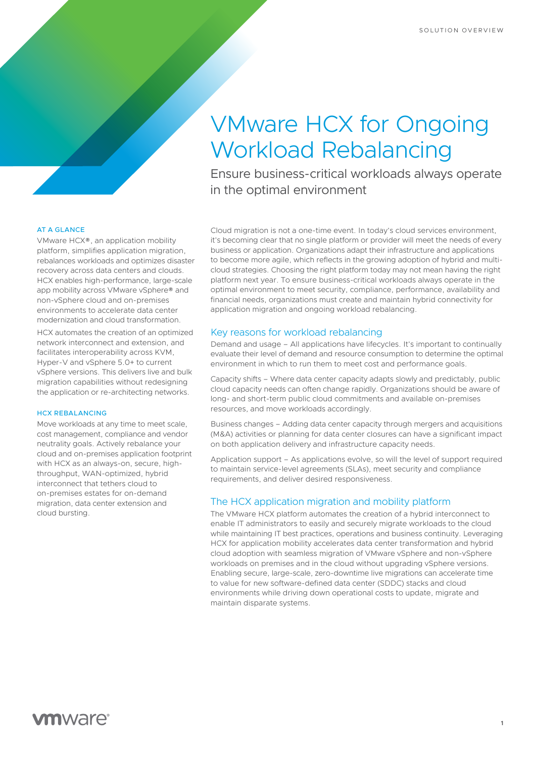SOLUTION OVERVIEW

# VMware HCX for Ongoing Workload Rebalancing

Ensure business-critical workloads always operate in the optimal environment

Cloud migration is not a one-time event. In today's cloud services environment, it's becoming clear that no single platform or provider will meet the needs of every business or application. Organizations adapt their infrastructure and applications to become more agile, which reflects in the growing adoption of hybrid and multi-cloud strategies. Choosing the right platform today may not mean having the right platform next year. To ensure business-critical workloads always operate in the optimal environment to meet security, compliance, performance, availability and financial needs, organizations must create and maintain hybrid connectivity for application migration and ongoing workload rebalancing.

## Key reasons for workload rebalancing

Demand and usage – All applications have lifecycles. It's important to continually evaluate their level of demand and resource consumption to determine the optimal environment in which to run them to meet cost and performance goals.

Capacity shifts – Where data center capacity adapts slowly and predictably, public cloud capacity needs can often change rapidly. Organizations should be aware of long- and short-term public cloud commitments and available on-premises resources, and move workloads accordingly.

Business changes – Adding data center capacity through mergers and acquisitions (M&A) activities or planning for data center closures can have a significant impact on both application delivery and infrastructure capacity needs.

Application support – As applications evolve, so will the level of support required to maintain service-level agreements (SLAs), meet security and compliance requirements, and deliver desired responsiveness.

## The HCX application migration and mobility platform

The VMware HCX platform automates the creation of a hybrid interconnect to enable IT administrators to easily and securely migrate workloads to the cloud while maintaining IT best practices, operations and business continuity. Leveraging HCX for application mobility accelerates data center transformation and hybrid cloud adoption with seamless migration of VMware vSphere and non-vSphere workloads on premises and in the cloud without upgrading vSphere versions. Enabling secure, large-scale, zero-downtime live migrations can accelerate time to value for new software-defined data center (SDDC) stacks and cloud environments while driving down operational costs to update, migrate and maintain disparate systems.

### AT A GLANCE

VMware HCX®, an application mobility platform, simplifies application migration, rebalances workloads and optimizes disaster recovery across data centers and clouds. HCX enables high-performance, large-scale app mobility across VMware vSphere® and non-vSphere cloud and on-premises environments to accelerate data center modernization and cloud transformation.

HCX automates the creation of an optimized network interconnect and extension, and facilitates interoperability across KVM, Hyper-V and vSphere 5.0+ to current vSphere versions. This delivers live and bulk migration capabilities without redesigning the application or re-architecting networks.

### HCX REBALANCING

Move workloads at any time to meet scale, cost management, compliance and vendor neutrality goals. Actively rebalance your cloud and on-premises application footprint with HCX as an always-on, secure, high-throughput, WAN-optimized, hybrid interconnect that tethers cloud to on-premises estates for on-demand migration, data center extension and cloud bursting.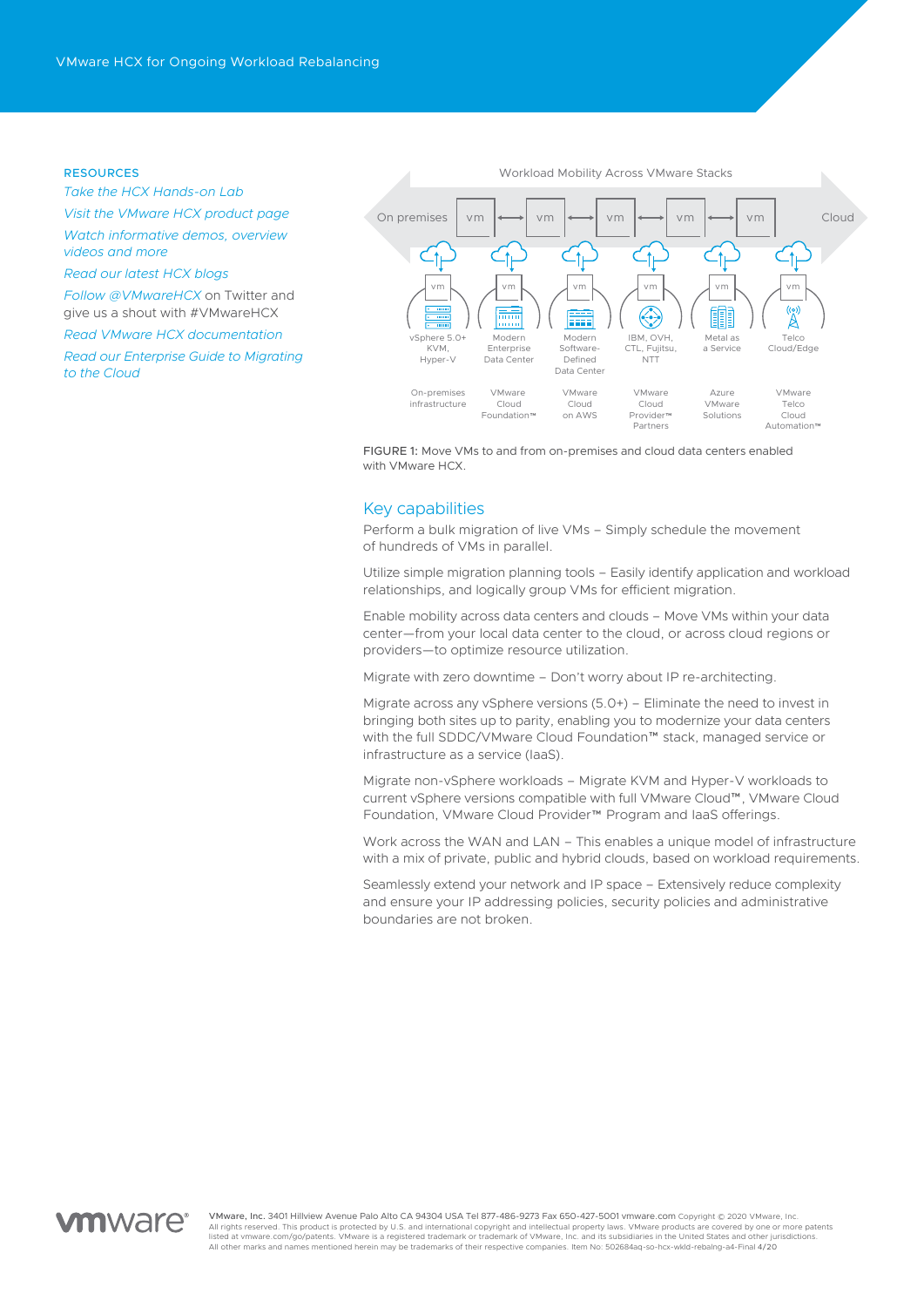## RESOURCES

*Take the HCX Hands-on Lab*

*Visit the VMware HCX product page*

*Watch informative demos, overview videos and more*

*Read our latest HCX blogs*

*Follow @VMwareHCX* on Twitter and give us a shout with #VMwareHCX

*Read VMware HCX documentation*

*Read our Enterprise Guide to Migrating to the Cloud*

Workload Mobility Across VMware Stacks

On premises

vm vm vm vm vm

Cloud

vm vm vm vm vm vm

vSphere 5.0+ KVM, Hyper-V

Modern Enterprise Data Center

Modern Software-Defined Data Center

IBM, OVH, CTL, Fujitsu, NTT

Metal as a Service

Telco Cloud/Edge

On-premises infrastructure

VMware Cloud Foundation™

VMware Cloud on AWS

VMware Cloud Provider™ Partners

Azure VMware Solutions

VMware Telco Cloud Automation™

FIGURE 1: Move VMs to and from on-premises and cloud data centers enabled with VMware HCX.

## Key capabilities

Perform a bulk migration of live VMs – Simply schedule the movement of hundreds of VMs in parallel.

Utilize simple migration planning tools – Easily identify application and workload relationships, and logically group VMs for efficient migration.

Enable mobility across data centers and clouds – Move VMs within your data center—from your local data center to the cloud, or across cloud regions or providers—to optimize resource utilization.

Migrate with zero downtime – Don't worry about IP re-architecting.

Migrate across any vSphere versions (5.0+) – Eliminate the need to invest in bringing both sites up to parity, enabling you to modernize your data centers with the full SDDC/VMware Cloud Foundation™ stack, managed service or infrastructure as a service (IaaS).

Migrate non-vSphere workloads – Migrate KVM and Hyper-V workloads to current vSphere versions compatible with full VMware Cloud™, VMware Cloud Foundation, VMware Cloud Provider™ Program and IaaS offerings.

Work across the WAN and LAN – This enables a unique model of infrastructure with a mix of private, public and hybrid clouds, based on workload requirements.

Seamlessly extend your network and IP space – Extensively reduce complexity and ensure your IP addressing policies, security policies and administrative boundaries are not broken.

VMware, Inc. 3401 Hillview Avenue Palo Alto CA 94304 USA Tel 877-486-9273 Fax 650-427-5001 vmware.com Copyright © 2020 VMware, Inc. All rights reserved. This product is protected by U.S. and international copyright and intellectual property laws. VMware products are covered by one or more patents listed at vmware.com/go/patents. VMware is a registered trademark or trademark of VMware, Inc. and its subsidiaries in the United States and other jurisdictions. All other marks and names mentioned herein may be trademarks of their respective companies. Item No: 502684aq-so-hcx-wkld-rebalng-a4-Final 4/20